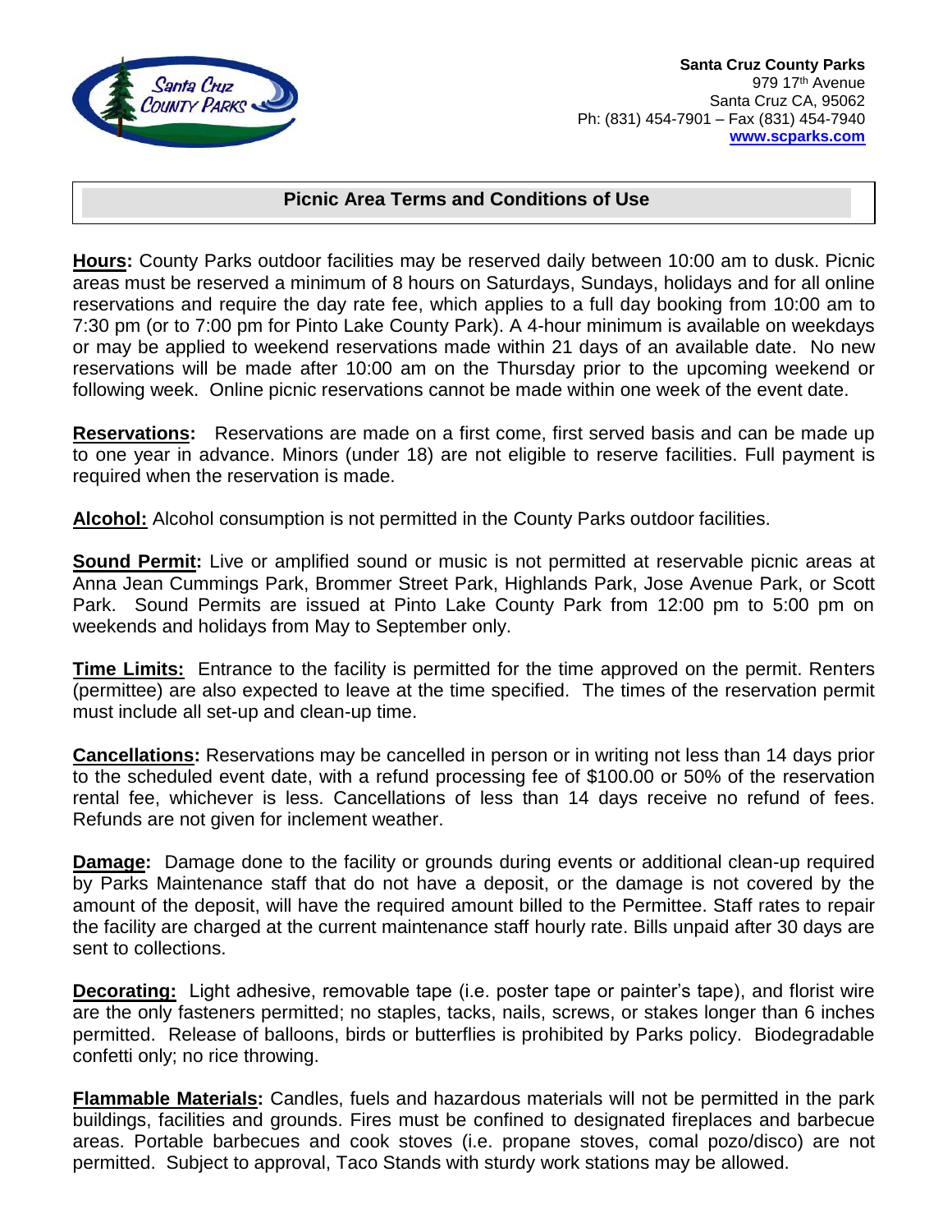Santa Cruz County Parks
979 17th Avenue
Santa Cruz CA, 95062
Ph: (831) 454-7901 – Fax (831) 454-7940
www.scparks.com

## Picnic Area Terms and Conditions of Use

**Hours:** County Parks outdoor facilities may be reserved daily between 10:00 am to dusk. Picnic areas must be reserved a minimum of 8 hours on Saturdays, Sundays, holidays and for all online reservations and require the day rate fee, which applies to a full day booking from 10:00 am to 7:30 pm (or to 7:00 pm for Pinto Lake County Park). A 4-hour minimum is available on weekdays or may be applied to weekend reservations made within 21 days of an available date. No new reservations will be made after 10:00 am on the Thursday prior to the upcoming weekend or following week. Online picnic reservations cannot be made within one week of the event date.

**Reservations:** Reservations are made on a first come, first served basis and can be made up to one year in advance. Minors (under 18) are not eligible to reserve facilities. Full payment is required when the reservation is made.

**Alcohol:** Alcohol consumption is not permitted in the County Parks outdoor facilities.

**Sound Permit:** Live or amplified sound or music is not permitted at reservable picnic areas at Anna Jean Cummings Park, Brommer Street Park, Highlands Park, Jose Avenue Park, or Scott Park. Sound Permits are issued at Pinto Lake County Park from 12:00 pm to 5:00 pm on weekends and holidays from May to September only.

**Time Limits:** Entrance to the facility is permitted for the time approved on the permit. Renters (permittee) are also expected to leave at the time specified. The times of the reservation permit must include all set-up and clean-up time.

**Cancellations:** Reservations may be cancelled in person or in writing not less than 14 days prior to the scheduled event date, with a refund processing fee of $100.00 or 50% of the reservation rental fee, whichever is less. Cancellations of less than 14 days receive no refund of fees. Refunds are not given for inclement weather.

**Damage:** Damage done to the facility or grounds during events or additional clean-up required by Parks Maintenance staff that do not have a deposit, or the damage is not covered by the amount of the deposit, will have the required amount billed to the Permittee. Staff rates to repair the facility are charged at the current maintenance staff hourly rate. Bills unpaid after 30 days are sent to collections.

**Decorating:** Light adhesive, removable tape (i.e. poster tape or painter's tape), and florist wire are the only fasteners permitted; no staples, tacks, nails, screws, or stakes longer than 6 inches permitted. Release of balloons, birds or butterflies is prohibited by Parks policy. Biodegradable confetti only; no rice throwing.

**Flammable Materials:** Candles, fuels and hazardous materials will not be permitted in the park buildings, facilities and grounds. Fires must be confined to designated fireplaces and barbecue areas. Portable barbecues and cook stoves (i.e. propane stoves, comal pozo/disco) are not permitted. Subject to approval, Taco Stands with sturdy work stations may be allowed.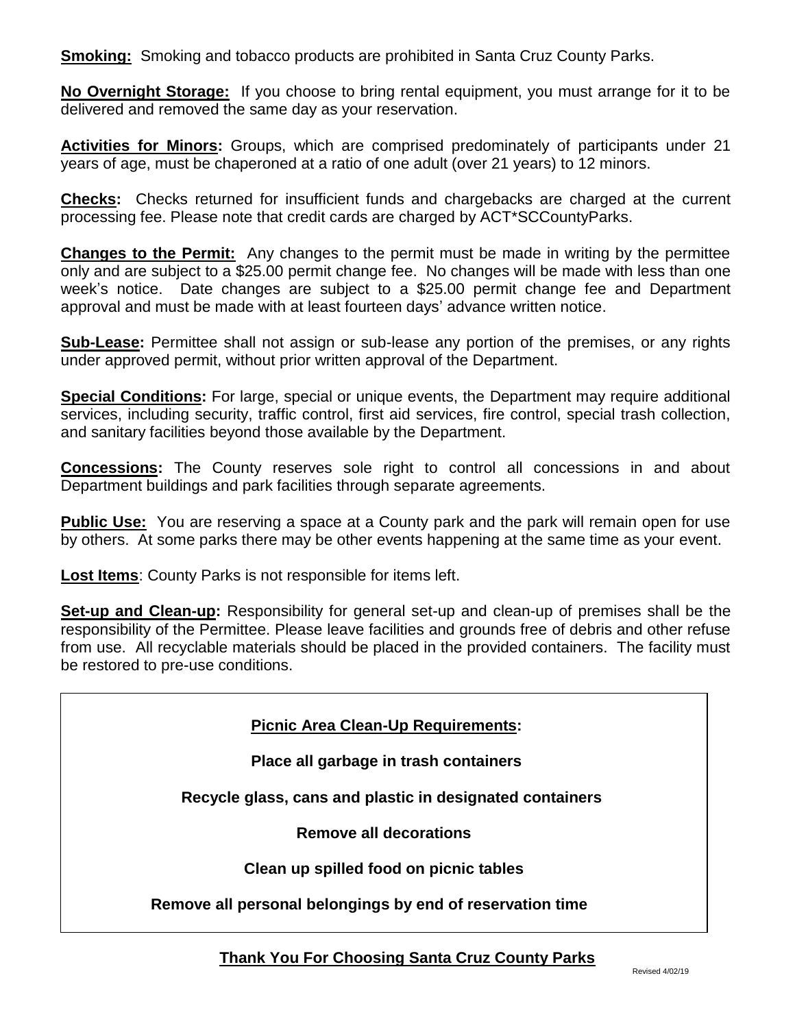**Smoking:** Smoking and tobacco products are prohibited in Santa Cruz County Parks.

**No Overnight Storage:** If you choose to bring rental equipment, you must arrange for it to be delivered and removed the same day as your reservation.

**Activities for Minors:** Groups, which are comprised predominately of participants under 21 years of age, must be chaperoned at a ratio of one adult (over 21 years) to 12 minors.

**Checks:** Checks returned for insufficient funds and chargebacks are charged at the current processing fee. Please note that credit cards are charged by ACT*SCCountyParks.

**Changes to the Permit:** Any changes to the permit must be made in writing by the permittee only and are subject to a $25.00 permit change fee. No changes will be made with less than one week's notice. Date changes are subject to a $25.00 permit change fee and Department approval and must be made with at least fourteen days' advance written notice.

**Sub-Lease:** Permittee shall not assign or sub-lease any portion of the premises, or any rights under approved permit, without prior written approval of the Department.

**Special Conditions:** For large, special or unique events, the Department may require additional services, including security, traffic control, first aid services, fire control, special trash collection, and sanitary facilities beyond those available by the Department.

**Concessions:** The County reserves sole right to control all concessions in and about Department buildings and park facilities through separate agreements.

**Public Use:** You are reserving a space at a County park and the park will remain open for use by others. At some parks there may be other events happening at the same time as your event.

**Lost Items**: County Parks is not responsible for items left.

**Set-up and Clean-up:** Responsibility for general set-up and clean-up of premises shall be the responsibility of the Permittee. Please leave facilities and grounds free of debris and other refuse from use. All recyclable materials should be placed in the provided containers. The facility must be restored to pre-use conditions.

**Picnic Area Clean-Up Requirements:**

**Place all garbage in trash containers**

**Recycle glass, cans and plastic in designated containers**

**Remove all decorations**

**Clean up spilled food on picnic tables**

**Remove all personal belongings by end of reservation time**

**Thank You For Choosing Santa Cruz County Parks**

Revised 4/02/19